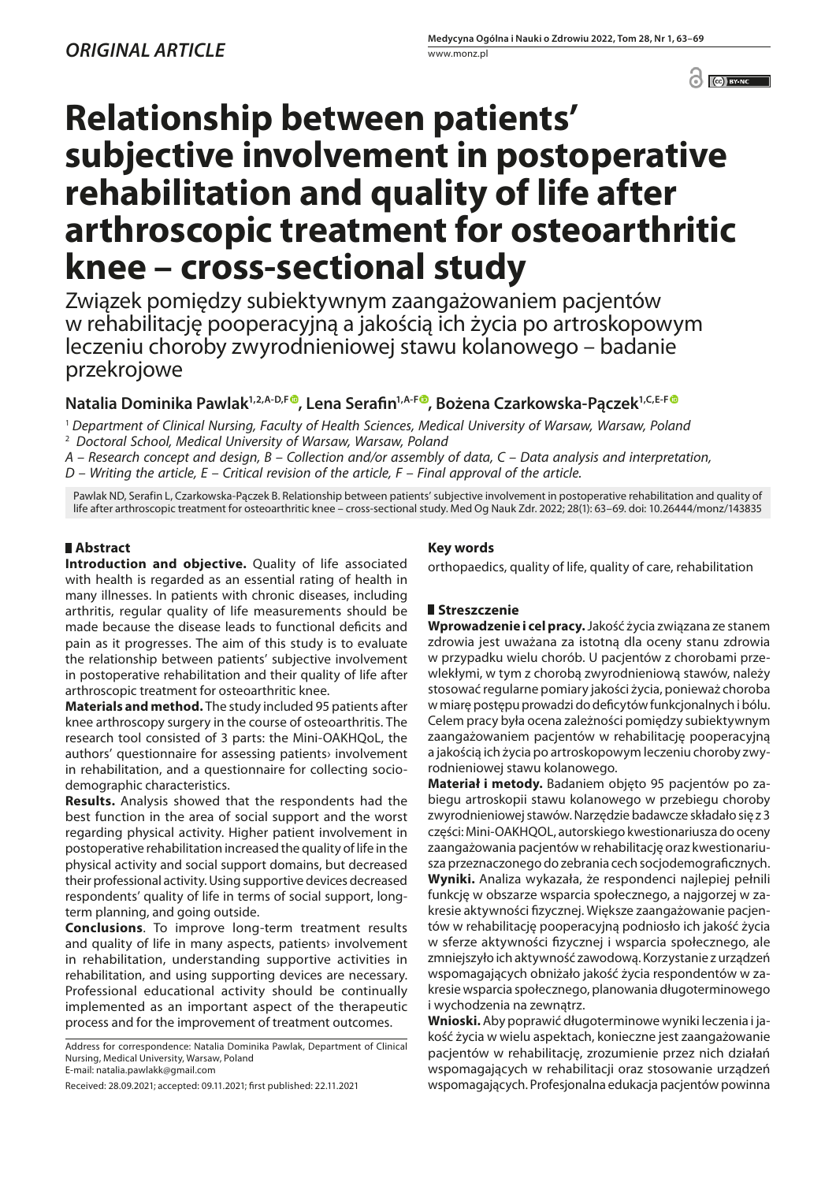*ORIGINAL ARTICLE*

# Relationship between patients' subjective involvement in postoperative rehabilitation and quality of life after arthroscopic treatment for osteoarthritic knee – cross-sectional study

Związek pomiędzy subiektywnym zaangażowaniem pacjentów w rehabilitację pooperacyjną a jakością ich życia po artroskopowym leczeniu choroby zwyrodnieniowej stawu kolanowego – badanie przekrojowe

**Natalia Dominika Pawlak[1,2,A-D,F], Lena Serafin[1,A-F], Bożena Czarkowska-Pączek[1,C,E-F]**

[1] *Department of Clinical Nursing, Faculty of Health Sciences, Medical University of Warsaw, Warsaw, Poland*
[2] *Doctoral School, Medical University of Warsaw, Warsaw, Poland*
*A – Research concept and design, B – Collection and/or assembly of data, C – Data analysis and interpretation, D – Writing the article, E – Critical revision of the article, F – Final approval of the article.*

Pawlak ND, Serafin L, Czarkowska-Pączek B. Relationship between patients' subjective involvement in postoperative rehabilitation and quality of life after arthroscopic treatment for osteoarthritic knee – cross-sectional study. Med Og Nauk Zdr. 2022; 28(1): 63–69. doi: 10.26444/monz/143835

## Abstract

**Introduction and objective.** Quality of life associated with health is regarded as an essential rating of health in many illnesses. In patients with chronic diseases, including arthritis, regular quality of life measurements should be made because the disease leads to functional deficits and pain as it progresses. The aim of this study is to evaluate the relationship between patients' subjective involvement in postoperative rehabilitation and their quality of life after arthroscopic treatment for osteoarthritic knee.

**Materials and method.** The study included 95 patients after knee arthroscopy surgery in the course of osteoarthritis. The research tool consisted of 3 parts: the Mini-OAKHQoL, the authors' questionnaire for assessing patients› involvement in rehabilitation, and a questionnaire for collecting socio-demographic characteristics.

**Results.** Analysis showed that the respondents had the best function in the area of social support and the worst regarding physical activity. Higher patient involvement in postoperative rehabilitation increased the quality of life in the physical activity and social support domains, but decreased their professional activity. Using supportive devices decreased respondents' quality of life in terms of social support, long-term planning, and going outside.

**Conclusions**. To improve long-term treatment results and quality of life in many aspects, patients› involvement in rehabilitation, understanding supportive activities in rehabilitation, and using supporting devices are necessary. Professional educational activity should be continually implemented as an important aspect of the therapeutic process and for the improvement of treatment outcomes.

## Key words

orthopaedics, quality of life, quality of care, rehabilitation

## Streszczenie

**Wprowadzenie i cel pracy.** Jakość życia związana ze stanem zdrowia jest uważana za istotną dla oceny stanu zdrowia w przypadku wielu chorób. U pacjentów z chorobami przewlekłymi, w tym z chorobą zwyrodnieniową stawów, należy stosować regularne pomiary jakości życia, ponieważ choroba w miarę postępu prowadzi do deficytów funkcjonalnych i bólu. Celem pracy była ocena zależności pomiędzy subiektywnym zaangażowaniem pacjentów w rehabilitację pooperacyjną a jakością ich życia po artroskopowym leczeniu choroby zwyrodnieniowej stawu kolanowego.

**Materiał i metody.** Badaniem objęto 95 pacjentów po zabiegu artroskopii stawu kolanowego w przebiegu choroby zwyrodnieniowej stawów. Narzędzie badawcze składało się z 3 części: Mini-OAKHQOL, autorskiego kwestionariusza do oceny zaangażowania pacjentów w rehabilitację oraz kwestionariusza przeznaczonego do zebrania cech socjodemograficznych.

**Wyniki.** Analiza wykazała, że respondenci najlepiej pełnili funkcję w obszarze wsparcia społecznego, a najgorzej w zakresie aktywności fizycznej. Większe zaangażowanie pacjentów w rehabilitację pooperacyjną podniosło ich jakość życia w sferze aktywności fizycznej i wsparcia społecznego, ale zmniejszyło ich aktywność zawodową. Korzystanie z urządzeń wspomagających obniżało jakość życia respondentów w zakresie wsparcia społecznego, planowania długoterminowego i wychodzenia na zewnątrz.

**Wnioski.** Aby poprawić długoterminowe wyniki leczenia i jakość życia w wielu aspektach, konieczne jest zaangażowanie pacjentów w rehabilitację, zrozumienie przez nich działań wspomagających w rehabilitacji oraz stosowanie urządzeń wspomagających. Profesjonalna edukacja pacjentów powinna

Address for correspondence: Natalia Dominika Pawlak, Department of Clinical Nursing, Medical University, Warsaw, Poland
E-mail: natalia.pawlakk@gmail.com

Received: 28.09.2021; accepted: 09.11.2021; first published: 22.11.2021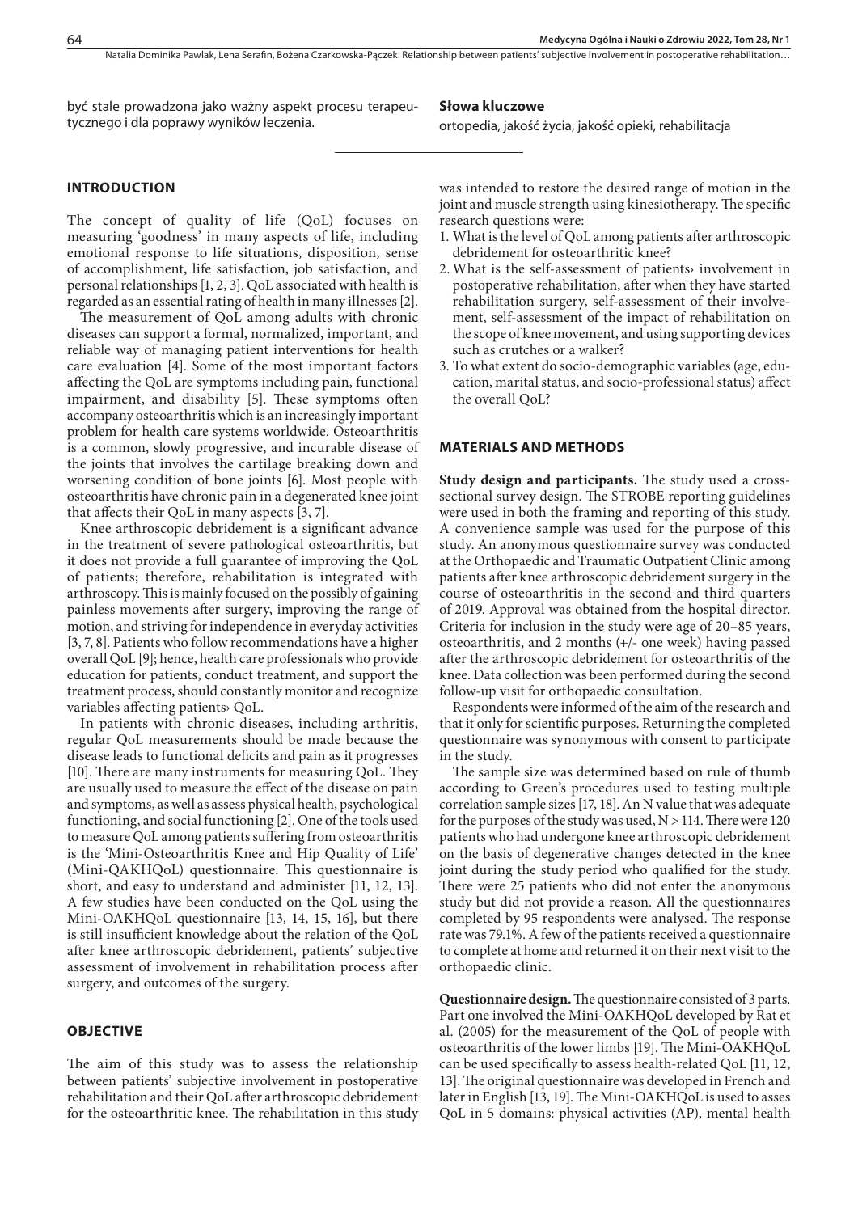być stale prowadzona jako ważny aspekt procesu terapeutycznego i dla poprawy wyników leczenia.

**Słowa kluczowe**

ortopedia, jakość życia, jakość opieki, rehabilitacja

## INTRODUCTION

The concept of quality of life (QoL) focuses on measuring 'goodness' in many aspects of life, including emotional response to life situations, disposition, sense of accomplishment, life satisfaction, job satisfaction, and personal relationships [1, 2, 3]. QoL associated with health is regarded as an essential rating of health in many illnesses [2].

The measurement of QoL among adults with chronic diseases can support a formal, normalized, important, and reliable way of managing patient interventions for health care evaluation [4]. Some of the most important factors affecting the QoL are symptoms including pain, functional impairment, and disability [5]. These symptoms often accompany osteoarthritis which is an increasingly important problem for health care systems worldwide. Osteoarthritis is a common, slowly progressive, and incurable disease of the joints that involves the cartilage breaking down and worsening condition of bone joints [6]. Most people with osteoarthritis have chronic pain in a degenerated knee joint that affects their QoL in many aspects [3, 7].

Knee arthroscopic debridement is a significant advance in the treatment of severe pathological osteoarthritis, but it does not provide a full guarantee of improving the QoL of patients; therefore, rehabilitation is integrated with arthroscopy. This is mainly focused on the possibly of gaining painless movements after surgery, improving the range of motion, and striving for independence in everyday activities [3, 7, 8]. Patients who follow recommendations have a higher overall QoL [9]; hence, health care professionals who provide education for patients, conduct treatment, and support the treatment process, should constantly monitor and recognize variables affecting patients› QoL.

In patients with chronic diseases, including arthritis, regular QoL measurements should be made because the disease leads to functional deficits and pain as it progresses [10]. There are many instruments for measuring QoL. They are usually used to measure the effect of the disease on pain and symptoms, as well as assess physical health, psychological functioning, and social functioning [2]. One of the tools used to measure QoL among patients suffering from osteoarthritis is the 'Mini-Osteoarthritis Knee and Hip Quality of Life' (Mini-QAKHQoL) questionnaire. This questionnaire is short, and easy to understand and administer [11, 12, 13]. A few studies have been conducted on the QoL using the Mini-OAKHQoL questionnaire [13, 14, 15, 16], but there is still insufficient knowledge about the relation of the QoL after knee arthroscopic debridement, patients' subjective assessment of involvement in rehabilitation process after surgery, and outcomes of the surgery.

## OBJECTIVE

The aim of this study was to assess the relationship between patients' subjective involvement in postoperative rehabilitation and their QoL after arthroscopic debridement for the osteoarthritic knee. The rehabilitation in this study was intended to restore the desired range of motion in the joint and muscle strength using kinesiotherapy. The specific research questions were:

1. What is the level of QoL among patients after arthroscopic debridement for osteoarthritic knee?
2. What is the self-assessment of patients› involvement in postoperative rehabilitation, after when they have started rehabilitation surgery, self-assessment of their involvement, self-assessment of the impact of rehabilitation on the scope of knee movement, and using supporting devices such as crutches or a walker?
3. To what extent do socio-demographic variables (age, education, marital status, and socio-professional status) affect the overall QoL?

## MATERIALS AND METHODS

**Study design and participants.** The study used a cross-sectional survey design. The STROBE reporting guidelines were used in both the framing and reporting of this study. A convenience sample was used for the purpose of this study. An anonymous questionnaire survey was conducted at the Orthopaedic and Traumatic Outpatient Clinic among patients after knee arthroscopic debridement surgery in the course of osteoarthritis in the second and third quarters of 2019. Approval was obtained from the hospital director. Criteria for inclusion in the study were age of 20–85 years, osteoarthritis, and 2 months (+/- one week) having passed after the arthroscopic debridement for osteoarthritis of the knee. Data collection was been performed during the second follow-up visit for orthopaedic consultation.

Respondents were informed of the aim of the research and that it only for scientific purposes. Returning the completed questionnaire was synonymous with consent to participate in the study.

The sample size was determined based on rule of thumb according to Green's procedures used to testing multiple correlation sample sizes [17, 18]. An N value that was adequate for the purposes of the study was used, $N > 114$. There were 120 patients who had undergone knee arthroscopic debridement on the basis of degenerative changes detected in the knee joint during the study period who qualified for the study. There were 25 patients who did not enter the anonymous study but did not provide a reason. All the questionnaires completed by 95 respondents were analysed. The response rate was 79.1%. A few of the patients received a questionnaire to complete at home and returned it on their next visit to the orthopaedic clinic.

**Questionnaire design.** The questionnaire consisted of 3 parts. Part one involved the Mini-OAKHQoL developed by Rat et al. (2005) for the measurement of the QoL of people with osteoarthritis of the lower limbs [19]. The Mini-OAKHQoL can be used specifically to assess health-related QoL [11, 12, 13]. The original questionnaire was developed in French and later in English [13, 19]. The Mini-OAKHQoL is used to asses QoL in 5 domains: physical activities (AP), mental health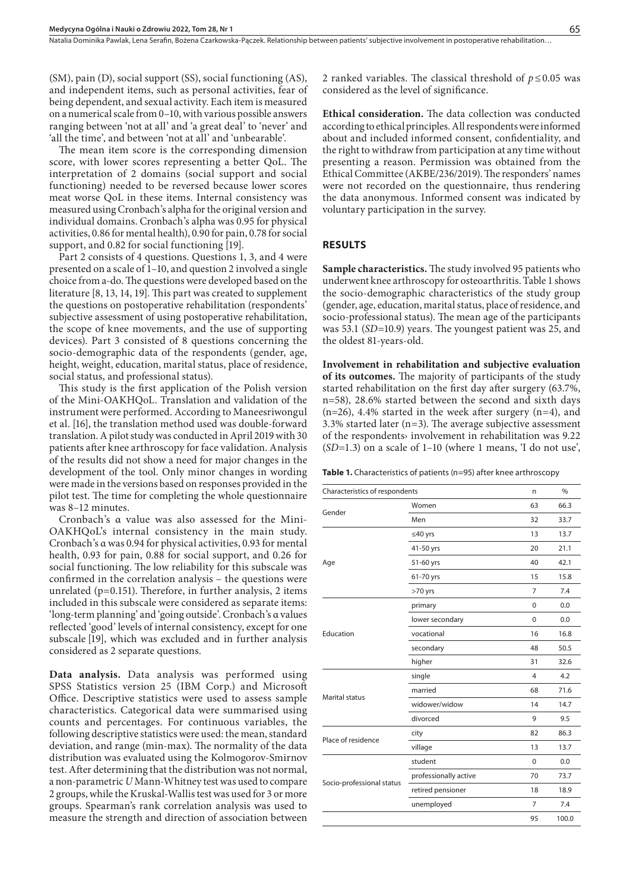(SM), pain (D), social support (SS), social functioning (AS), and independent items, such as personal activities, fear of being dependent, and sexual activity. Each item is measured on a numerical scale from 0–10, with various possible answers ranging between 'not at all' and 'a great deal' to 'never' and 'all the time', and between 'not at all' and 'unbearable'.

The mean item score is the corresponding dimension score, with lower scores representing a better QoL. The interpretation of 2 domains (social support and social functioning) needed to be reversed because lower scores meat worse QoL in these items. Internal consistency was measured using Cronbach's alpha for the original version and individual domains. Cronbach's alpha was 0.95 for physical activities, 0.86 for mental health), 0.90 for pain, 0.78 for social support, and 0.82 for social functioning [19].

Part 2 consists of 4 questions. Questions 1, 3, and 4 were presented on a scale of 1–10, and question 2 involved a single choice from a-do. The questions were developed based on the literature [8, 13, 14, 19]. This part was created to supplement the questions on postoperative rehabilitation (respondents' subjective assessment of using postoperative rehabilitation, the scope of knee movements, and the use of supporting devices). Part 3 consisted of 8 questions concerning the socio-demographic data of the respondents (gender, age, height, weight, education, marital status, place of residence, social status, and professional status).

This study is the first application of the Polish version of the Mini-OAKHQoL. Translation and validation of the instrument were performed. According to Maneesriwongul et al. [16], the translation method used was double-forward translation. A pilot study was conducted in April 2019 with 30 patients after knee arthroscopy for face validation. Analysis of the results did not show a need for major changes in the development of the tool. Only minor changes in wording were made in the versions based on responses provided in the pilot test. The time for completing the whole questionnaire was 8–12 minutes.

Cronbach's α value was also assessed for the Mini-OAKHQoL's internal consistency in the main study. Cronbach's α was 0.94 for physical activities, 0.93 for mental health, 0.93 for pain, 0.88 for social support, and 0.26 for social functioning. The low reliability for this subscale was confirmed in the correlation analysis – the questions were unrelated (p=0.151). Therefore, in further analysis, 2 items included in this subscale were considered as separate items: 'long-term planning' and 'going outside'. Cronbach's α values reflected 'good' levels of internal consistency, except for one subscale [19], which was excluded and in further analysis considered as 2 separate questions.

**Data analysis.** Data analysis was performed using SPSS Statistics version 25 (IBM Corp.) and Microsoft Office. Descriptive statistics were used to assess sample characteristics. Categorical data were summarised using counts and percentages. For continuous variables, the following descriptive statistics were used: the mean, standard deviation, and range (min-max). The normality of the data distribution was evaluated using the Kolmogorov-Smirnov test. After determining that the distribution was not normal, a non-parametric *U* Mann-Whitney test was used to compare 2 groups, while the Kruskal-Wallis test was used for 3 or more groups. Spearman's rank correlation analysis was used to measure the strength and direction of association between 2 ranked variables. The classical threshold of $p \leq 0.05$ was considered as the level of significance.

**Ethical consideration.** The data collection was conducted according to ethical principles. All respondents were informed about and included informed consent, confidentiality, and the right to withdraw from participation at any time without presenting a reason. Permission was obtained from the Ethical Committee (AKBE/236/2019). The responders' names were not recorded on the questionnaire, thus rendering the data anonymous. Informed consent was indicated by voluntary participation in the survey.

## RESULTS

**Sample characteristics.** The study involved 95 patients who underwent knee arthroscopy for osteoarthritis. Table 1 shows the socio-demographic characteristics of the study group (gender, age, education, marital status, place of residence, and socio-professional status). The mean age of the participants was 53.1 (*SD*=10.9) years. The youngest patient was 25, and the oldest 81-years-old.

**Involvement in rehabilitation and subjective evaluation of its outcomes.** The majority of participants of the study started rehabilitation on the first day after surgery (63.7%, n=58), 28.6% started between the second and sixth days (n=26), 4.4% started in the week after surgery (n=4), and 3.3% started later (n=3). The average subjective assessment of the respondents› involvement in rehabilitation was 9.22 (*SD*=1.3) on a scale of 1–10 (where 1 means, 'I do not use',

**Table 1.** Characteristics of patients (n=95) after knee arthroscopy

| Characteristics of respondents | | n | % |
|---|---|---|---|
| Gender | Women | 63 | 66.3 |
| | Men | 32 | 33.7 |
| Age | ≤40 yrs | 13 | 13.7 |
| | 41-50 yrs | 20 | 21.1 |
| | 51-60 yrs | 40 | 42.1 |
| | 61-70 yrs | 15 | 15.8 |
| | >70 yrs | 7 | 7.4 |
| Education | primary | 0 | 0.0 |
| | lower secondary | 0 | 0.0 |
| | vocational | 16 | 16.8 |
| | secondary | 48 | 50.5 |
| | higher | 31 | 32.6 |
| Marital status | single | 4 | 4.2 |
| | married | 68 | 71.6 |
| | widower/widow | 14 | 14.7 |
| | divorced | 9 | 9.5 |
| Place of residence | city | 82 | 86.3 |
| | village | 13 | 13.7 |
| Socio-professional status | student | 0 | 0.0 |
| | professionally active | 70 | 73.7 |
| | retired pensioner | 18 | 18.9 |
| | unemployed | 7 | 7.4 |
| | | 95 | 100.0 |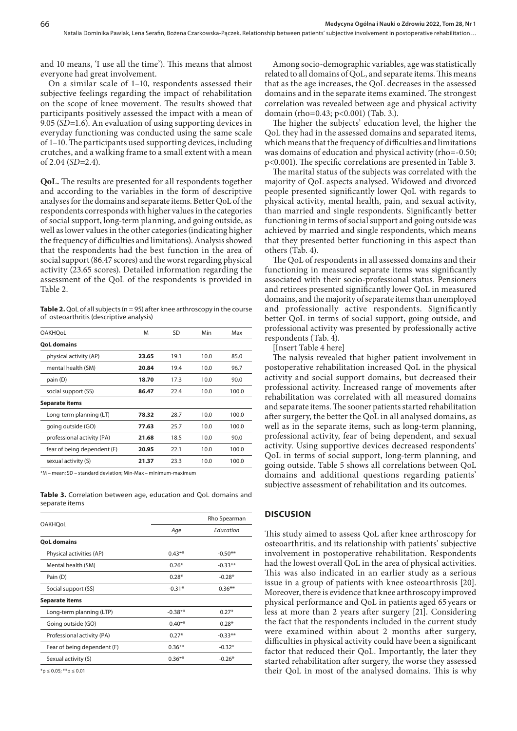and 10 means, 'I use all the time'). This means that almost everyone had great involvement.

On a similar scale of 1–10, respondents assessed their subjective feelings regarding the impact of rehabilitation on the scope of knee movement. The results showed that participants positively assessed the impact with a mean of 9.05 (*SD*=1.6). An evaluation of using supporting devices in everyday functioning was conducted using the same scale of 1–10. The participants used supporting devices, including crutches, and a walking frame to a small extent with a mean of 2.04 (*SD*=2.4).

**QoL.** The results are presented for all respondents together and according to the variables in the form of descriptive analyses for the domains and separate items. Better QoL of the respondents corresponds with higher values in the categories of social support, long-term planning, and going outside, as well as lower values in the other categories (indicating higher the frequency of difficulties and limitations). Analysis showed that the respondents had the best function in the area of social support (86.47 scores) and the worst regarding physical activity (23.65 scores). Detailed information regarding the assessment of the QoL of the respondents is provided in Table 2.

**Table 2.** QoL of all subjects (n = 95) after knee arthroscopy in the course of osteoarthritis (descriptive analysis)

| OAKHQoL | M | SD | Min | Max |
|---|---|---|---|---|
| **QoL domains** | | | | |
| physical activity (AP) | **23.65** | 19.1 | 10.0 | 85.0 |
| mental health (SM) | **20.84** | 19.4 | 10.0 | 96.7 |
| pain (D) | **18.70** | 17.3 | 10.0 | 90.0 |
| social support (SS) | **86.47** | 22.4 | 10.0 | 100.0 |
| **Separate items** | | | | |
| Long-term planning (LT) | **78.32** | 28.7 | 10.0 | 100.0 |
| going outside (GO) | **77.63** | 25.7 | 10.0 | 100.0 |
| professional activity (PA) | **21.68** | 18.5 | 10.0 | 90.0 |
| fear of being dependent (F) | **20.95** | 22.1 | 10.0 | 100.0 |
| sexual activity (S) | **21.37** | 23.3 | 10.0 | 100.0 |

*M – mean; SD – standard deviation; Min-Max – minimum-maximum

**Table 3.** Correlation between age, education and QoL domains and separate items

| OAKHQoL | Rho Spearman | |
|---|---|---|
| | *Age* | *Education* |
| **QoL domains** | | |
| Physical activities (AP) | 0.43** | -0.50** |
| Mental health (SM) | 0.26* | -0.33** |
| Pain (D) | 0.28* | -0.28* |
| Social support (SS) | -0.31* | 0.36** |
| **Separate items** | | |
| Long-term planning (LTP) | -0.38** | 0.27* |
| Going outside (GO) | -0.40** | 0.28* |
| Professional activity (PA) | 0.27* | -0.33** |
| Fear of being dependent (F) | 0.36** | -0.32* |
| Sexual activity (S) | 0.36** | -0.26* |

*p ≤ 0.05; **p ≤ 0.01

Among socio-demographic variables, age was statistically related to all domains of QoL, and separate items. This means that as the age increases, the QoL decreases in the assessed domains and in the separate items examined. The strongest correlation was revealed between age and physical activity domain (rho=0.43; p<0.001) (Tab. 3.).

The higher the subjects' education level, the higher the QoL they had in the assessed domains and separated items, which means that the frequency of difficulties and limitations was domains of education and physical activity (rho=-0.50; p<0.001). The specific correlations are presented in Table 3.

The marital status of the subjects was correlated with the majority of QoL aspects analysed. Widowed and divorced people presented significantly lower QoL with regards to physical activity, mental health, pain, and sexual activity, than married and single respondents. Significantly better functioning in terms of social support and going outside was achieved by married and single respondents, which means that they presented better functioning in this aspect than others (Tab. 4).

The QoL of respondents in all assessed domains and their functioning in measured separate items was significantly associated with their socio-professional status. Pensioners and retirees presented significantly lower QoL in measured domains, and the majority of separate items than unemployed and professionally active respondents. Significantly better QoL in terms of social support, going outside, and professional activity was presented by professionally active respondents (Tab. 4).

[Insert Table 4 here]

The nalysis revealed that higher patient involvement in postoperative rehabilitation increased QoL in the physical activity and social support domains, but decreased their professional activity. Increased range of movements after rehabilitation was correlated with all measured domains and separate items. The sooner patients started rehabilitation after surgery, the better the QoL in all analysed domains, as well as in the separate items, such as long-term planning, professional activity, fear of being dependent, and sexual activity. Using supportive devices decreased respondents' QoL in terms of social support, long-term planning, and going outside. Table 5 shows all correlations between QoL domains and additional questions regarding patients' subjective assessment of rehabilitation and its outcomes.

## DISCUSION

This study aimed to assess QoL after knee arthroscopy for osteoarthritis, and its relationship with patients' subjective involvement in postoperative rehabilitation. Respondents had the lowest overall QoL in the area of physical activities. This was also indicated in an earlier study as a serious issue in a group of patients with knee osteoarthrosis [20]. Moreover, there is evidence that knee arthroscopy improved physical performance and QoL in patients aged 65 years or less at more than 2 years after surgery [21]. Considering the fact that the respondents included in the current study were examined within about 2 months after surgery, difficulties in physical activity could have been a significant factor that reduced their QoL. Importantly, the later they started rehabilitation after surgery, the worse they assessed their QoL in most of the analysed domains. This is why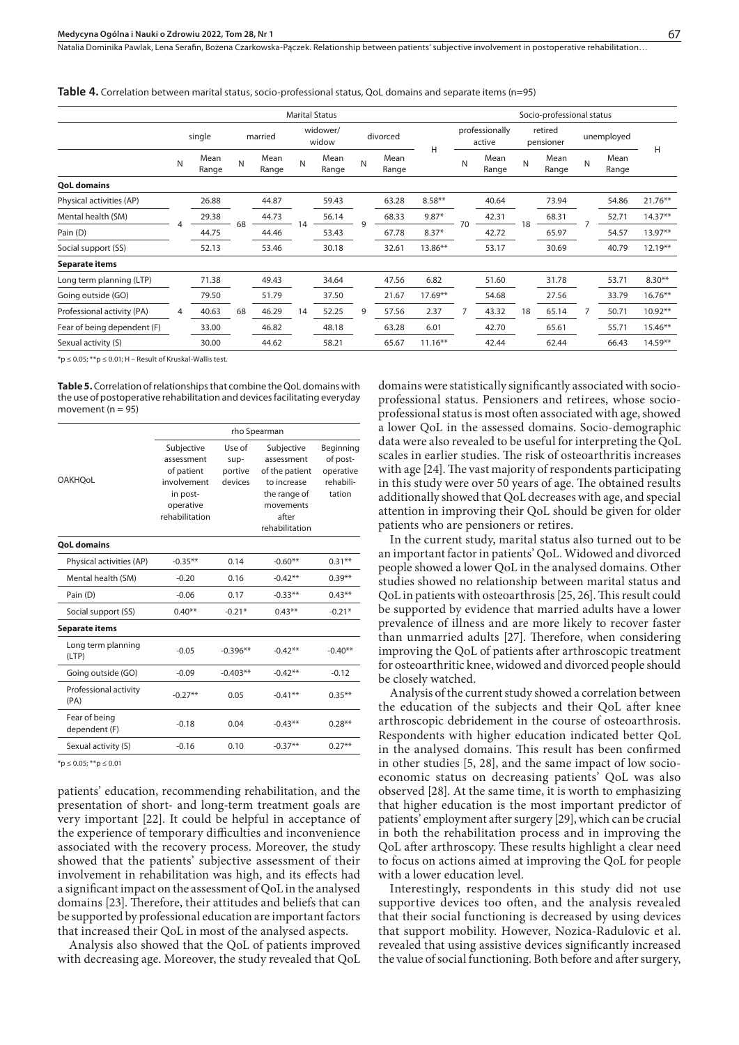**Table 4.** Correlation between marital status, socio-professional status, QoL domains and separate items (n=95)

| | Marital Status | | | | | | | | | Socio-professional status | | | | | | |
|---|---|---|---|---|---|---|---|---|---|---|---|---|---|---|---|---|
| | single | | married | | widower/ widow | | divorced | | H | professionally active | | retired pensioner | | unemployed | | H |
| | N | Mean Range | N | Mean Range | N | Mean Range | N | Mean Range | | N | Mean Range | N | Mean Range | N | Mean Range | |
| **QoL domains** | | | | | | | | | | | | | | | | |
| Physical activities (AP) | 4 | 26.88 | 68 | 44.87 | 14 | 59.43 | 9 | 63.28 | 8.58** | 70 | 40.64 | 18 | 73.94 | 7 | 54.86 | 21.76** |
| Mental health (SM) | | 29.38 | | 44.73 | | 56.14 | | 68.33 | 9.87* | | 42.31 | | 68.31 | | 52.71 | 14.37** |
| Pain (D) | | 44.75 | | 44.46 | | 53.43 | | 67.78 | 8.37* | | 42.72 | | 65.97 | | 54.57 | 13.97** |
| Social support (SS) | | 52.13 | | 53.46 | | 30.18 | | 32.61 | 13.86** | | 53.17 | | 30.69 | | 40.79 | 12.19** |
| **Separate items** | | | | | | | | | | | | | | | | |
| Long term planning (LTP) | 4 | 71.38 | 68 | 49.43 | 14 | 34.64 | 9 | 47.56 | 6.82 | 7 | 51.60 | 18 | 31.78 | 7 | 53.71 | 8.30** |
| Going outside (GO) | | 79.50 | | 51.79 | | 37.50 | | 21.67 | 17.69** | | 54.68 | | 27.56 | | 33.79 | 16.76** |
| Professional activity (PA) | | 40.63 | | 46.29 | | 52.25 | | 57.56 | 2.37 | | 43.32 | | 65.14 | | 50.71 | 10.92** |
| Fear of being dependent (F) | | 33.00 | | 46.82 | | 48.18 | | 63.28 | 6.01 | | 42.70 | | 65.61 | | 55.71 | 15.46** |
| Sexual activity (S) | | 30.00 | | 44.62 | | 58.21 | | 65.67 | 11.16** | | 42.44 | | 62.44 | | 66.43 | 14.59** |

*p ≤ 0.05; **p ≤ 0.01; H – Result of Kruskal-Wallis test.

**Table 5.** Correlation of relationships that combine the QoL domains with the use of postoperative rehabilitation and devices facilitating everyday movement (n = 95)

| OAKHQoL | rho Spearman | | | |
|---|---|---|---|---|
| | Subjective assessment of patient involvement in post-operative rehabilitation | Use of sup-portive devices | Subjective assessment of the patient to increase the range of movements after rehabilitation | Beginning of post-operative rehabili-tation |
| **QoL domains** | | | | |
| Physical activities (AP) | -0.35** | 0.14 | -0.60** | 0.31** |
| Mental health (SM) | -0.20 | 0.16 | -0.42** | 0.39** |
| Pain (D) | -0.06 | 0.17 | -0.33** | 0.43** |
| Social support (SS) | 0.40** | -0.21* | 0.43** | -0.21* |
| **Separate items** | | | | |
| Long term planning (LTP) | -0.05 | -0.396** | -0.42** | -0.40** |
| Going outside (GO) | -0.09 | -0.403** | -0.42** | -0.12 |
| Professional activity (PA) | -0.27** | 0.05 | -0.41** | 0.35** |
| Fear of being dependent (F) | -0.18 | 0.04 | -0.43** | 0.28** |
| Sexual activity (S) | -0.16 | 0.10 | -0.37** | 0.27** |

*p ≤ 0.05; **p ≤ 0.01

patients' education, recommending rehabilitation, and the presentation of short- and long-term treatment goals are very important [22]. It could be helpful in acceptance of the experience of temporary difficulties and inconvenience associated with the recovery process. Moreover, the study showed that the patients' subjective assessment of their involvement in rehabilitation was high, and its effects had a significant impact on the assessment of QoL in the analysed domains [23]. Therefore, their attitudes and beliefs that can be supported by professional education are important factors that increased their QoL in most of the analysed aspects.

Analysis also showed that the QoL of patients improved with decreasing age. Moreover, the study revealed that QoL domains were statistically significantly associated with socio-professional status. Pensioners and retirees, whose socio-professional status is most often associated with age, showed a lower QoL in the assessed domains. Socio-demographic data were also revealed to be useful for interpreting the QoL scales in earlier studies. The risk of osteoarthritis increases with age [24]. The vast majority of respondents participating in this study were over 50 years of age. The obtained results additionally showed that QoL decreases with age, and special attention in improving their QoL should be given for older patients who are pensioners or retires.

In the current study, marital status also turned out to be an important factor in patients' QoL. Widowed and divorced people showed a lower QoL in the analysed domains. Other studies showed no relationship between marital status and QoL in patients with osteoarthrosis [25, 26]. This result could be supported by evidence that married adults have a lower prevalence of illness and are more likely to recover faster than unmarried adults [27]. Therefore, when considering improving the QoL of patients after arthroscopic treatment for osteoarthritic knee, widowed and divorced people should be closely watched.

Analysis of the current study showed a correlation between the education of the subjects and their QoL after knee arthroscopic debridement in the course of osteoarthrosis. Respondents with higher education indicated better QoL in the analysed domains. This result has been confirmed in other studies [5, 28], and the same impact of low socio-economic status on decreasing patients' QoL was also observed [28]. At the same time, it is worth to emphasizing that higher education is the most important predictor of patients' employment after surgery [29], which can be crucial in both the rehabilitation process and in improving the QoL after arthroscopy. These results highlight a clear need to focus on actions aimed at improving the QoL for people with a lower education level.

Interestingly, respondents in this study did not use supportive devices too often, and the analysis revealed that their social functioning is decreased by using devices that support mobility. However, Nozica-Radulovic et al. revealed that using assistive devices significantly increased the value of social functioning. Both before and after surgery,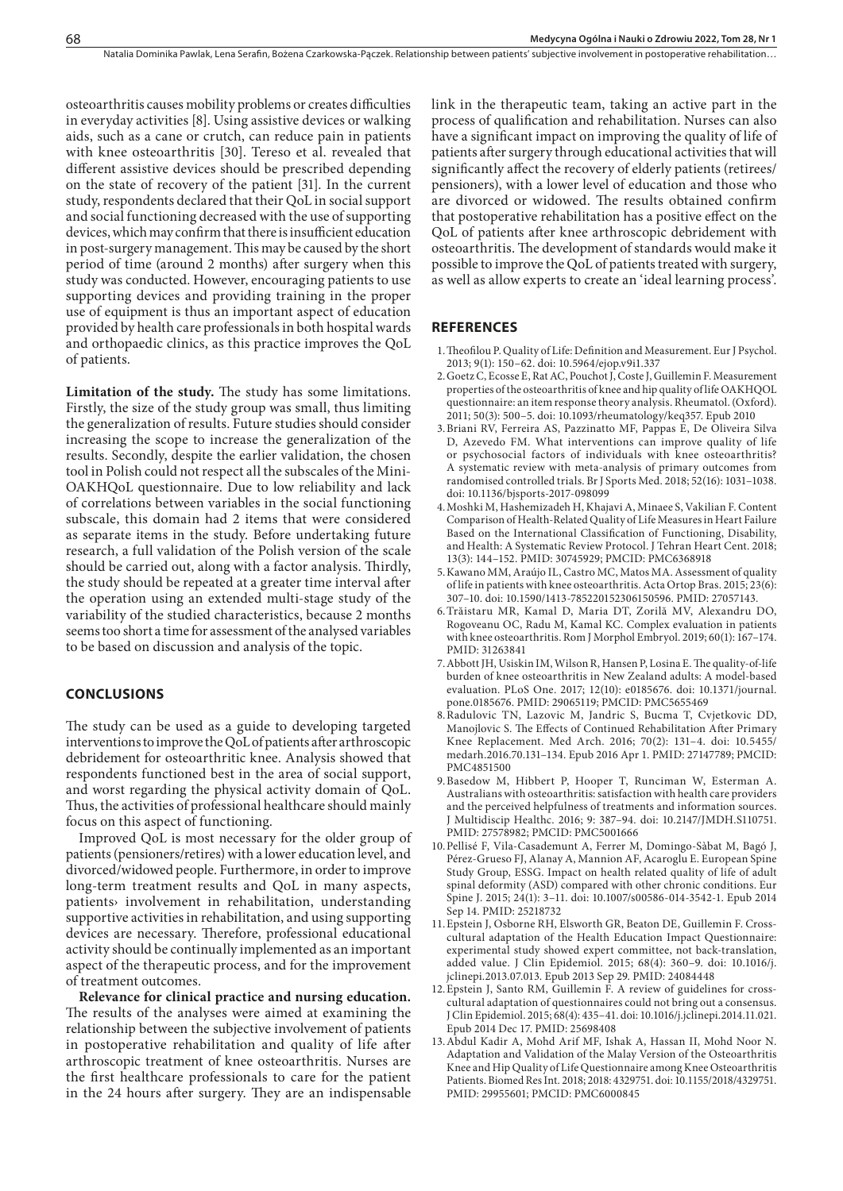osteoarthritis causes mobility problems or creates difficulties in everyday activities [8]. Using assistive devices or walking aids, such as a cane or crutch, can reduce pain in patients with knee osteoarthritis [30]. Tereso et al. revealed that different assistive devices should be prescribed depending on the state of recovery of the patient [31]. In the current study, respondents declared that their QoL in social support and social functioning decreased with the use of supporting devices, which may confirm that there is insufficient education in post-surgery management. This may be caused by the short period of time (around 2 months) after surgery when this study was conducted. However, encouraging patients to use supporting devices and providing training in the proper use of equipment is thus an important aspect of education provided by health care professionals in both hospital wards and orthopaedic clinics, as this practice improves the QoL of patients.

**Limitation of the study.** The study has some limitations. Firstly, the size of the study group was small, thus limiting the generalization of results. Future studies should consider increasing the scope to increase the generalization of the results. Secondly, despite the earlier validation, the chosen tool in Polish could not respect all the subscales of the Mini-OAKHQoL questionnaire. Due to low reliability and lack of correlations between variables in the social functioning subscale, this domain had 2 items that were considered as separate items in the study. Before undertaking future research, a full validation of the Polish version of the scale should be carried out, along with a factor analysis. Thirdly, the study should be repeated at a greater time interval after the operation using an extended multi-stage study of the variability of the studied characteristics, because 2 months seems too short a time for assessment of the analysed variables to be based on discussion and analysis of the topic.

## CONCLUSIONS

The study can be used as a guide to developing targeted interventions to improve the QoL of patients after arthroscopic debridement for osteoarthritic knee. Analysis showed that respondents functioned best in the area of social support, and worst regarding the physical activity domain of QoL. Thus, the activities of professional healthcare should mainly focus on this aspect of functioning.

Improved QoL is most necessary for the older group of patients (pensioners/retires) with a lower education level, and divorced/widowed people. Furthermore, in order to improve long-term treatment results and QoL in many aspects, patients› involvement in rehabilitation, understanding supportive activities in rehabilitation, and using supporting devices are necessary. Therefore, professional educational activity should be continually implemented as an important aspect of the therapeutic process, and for the improvement of treatment outcomes.

**Relevance for clinical practice and nursing education.** The results of the analyses were aimed at examining the relationship between the subjective involvement of patients in postoperative rehabilitation and quality of life after arthroscopic treatment of knee osteoarthritis. Nurses are the first healthcare professionals to care for the patient in the 24 hours after surgery. They are an indispensable link in the therapeutic team, taking an active part in the process of qualification and rehabilitation. Nurses can also have a significant impact on improving the quality of life of patients after surgery through educational activities that will significantly affect the recovery of elderly patients (retirees/pensioners), with a lower level of education and those who are divorced or widowed. The results obtained confirm that postoperative rehabilitation has a positive effect on the QoL of patients after knee arthroscopic debridement with osteoarthritis. The development of standards would make it possible to improve the QoL of patients treated with surgery, as well as allow experts to create an 'ideal learning process'.

## REFERENCES

1. Theofilou P. Quality of Life: Definition and Measurement. Eur J Psychol. 2013; 9(1): 150–62. doi: 10.5964/ejop.v9i1.337
2. Goetz C, Ecosse E, Rat AC, Pouchot J, Coste J, Guillemin F. Measurement properties of the osteoarthritis of knee and hip quality of life OAKHQOL questionnaire: an item response theory analysis. Rheumatol. (Oxford). 2011; 50(3): 500–5. doi: 10.1093/rheumatology/keq357. Epub 2010
3. Briani RV, Ferreira AS, Pazzinatto MF, Pappas E, De Oliveira Silva D, Azevedo FM. What interventions can improve quality of life or psychosocial factors of individuals with knee osteoarthritis? A systematic review with meta-analysis of primary outcomes from randomised controlled trials. Br J Sports Med. 2018; 52(16): 1031–1038. doi: 10.1136/bjsports-2017-098099
4. Moshki M, Hashemizadeh H, Khajavi A, Minaee S, Vakilian F. Content Comparison of Health-Related Quality of Life Measures in Heart Failure Based on the International Classification of Functioning, Disability, and Health: A Systematic Review Protocol. J Tehran Heart Cent. 2018; 13(3): 144–152. PMID: 30745929; PMCID: PMC6368918
5. Kawano MM, Araújo IL, Castro MC, Matos MA. Assessment of quality of life in patients with knee osteoarthritis. Acta Ortop Bras. 2015; 23(6): 307–10. doi: 10.1590/1413-785220152306150596. PMID: 27057143.
6. Trăistaru MR, Kamal D, Maria DT, Zorilă MV, Alexandru DO, Rogoveanu OC, Radu M, Kamal KC. Complex evaluation in patients with knee osteoarthritis. Rom J Morphol Embryol. 2019; 60(1): 167–174. PMID: 31263841
7. Abbott JH, Usiskin IM, Wilson R, Hansen P, Losina E. The quality-of-life burden of knee osteoarthritis in New Zealand adults: A model-based evaluation. PLoS One. 2017; 12(10): e0185676. doi: 10.1371/journal.pone.0185676. PMID: 29065119; PMCID: PMC5655469
8. Radulovic TN, Lazovic M, Jandric S, Bucma T, Cvjetkovic DD, Manojlovic S. The Effects of Continued Rehabilitation After Primary Knee Replacement. Med Arch. 2016; 70(2): 131–4. doi: 10.5455/medarh.2016.70.131–134. Epub 2016 Apr 1. PMID: 27147789; PMCID: PMC4851500
9. Basedow M, Hibbert P, Hooper T, Runciman W, Esterman A. Australians with osteoarthritis: satisfaction with health care providers and the perceived helpfulness of treatments and information sources. J Multidiscip Healthc. 2016; 9: 387–94. doi: 10.2147/JMDH.S110751. PMID: 27578982; PMCID: PMC5001666
10. Pellisé F, Vila-Casademunt A, Ferrer M, Domingo-Sàbat M, Bagó J, Pérez-Grueso FJ, Alanay A, Mannion AF, Acaroglu E. European Spine Study Group, ESSG. Impact on health related quality of life of adult spinal deformity (ASD) compared with other chronic conditions. Eur Spine J. 2015; 24(1): 3–11. doi: 10.1007/s00586-014-3542-1. Epub 2014 Sep 14. PMID: 25218732
11. Epstein J, Osborne RH, Elsworth GR, Beaton DE, Guillemin F. Cross-cultural adaptation of the Health Education Impact Questionnaire: experimental study showed expert committee, not back-translation, added value. J Clin Epidemiol. 2015; 68(4): 360–9. doi: 10.1016/j.jclinepi.2013.07.013. Epub 2013 Sep 29. PMID: 24084448
12. Epstein J, Santo RM, Guillemin F. A review of guidelines for cross-cultural adaptation of questionnaires could not bring out a consensus. J Clin Epidemiol. 2015; 68(4): 435–41. doi: 10.1016/j.jclinepi.2014.11.021. Epub 2014 Dec 17. PMID: 25698408
13. Abdul Kadir A, Mohd Arif MF, Ishak A, Hassan II, Mohd Noor N. Adaptation and Validation of the Malay Version of the Osteoarthritis Knee and Hip Quality of Life Questionnaire among Knee Osteoarthritis Patients. Biomed Res Int. 2018; 2018: 4329751. doi: 10.1155/2018/4329751. PMID: 29955601; PMCID: PMC6000845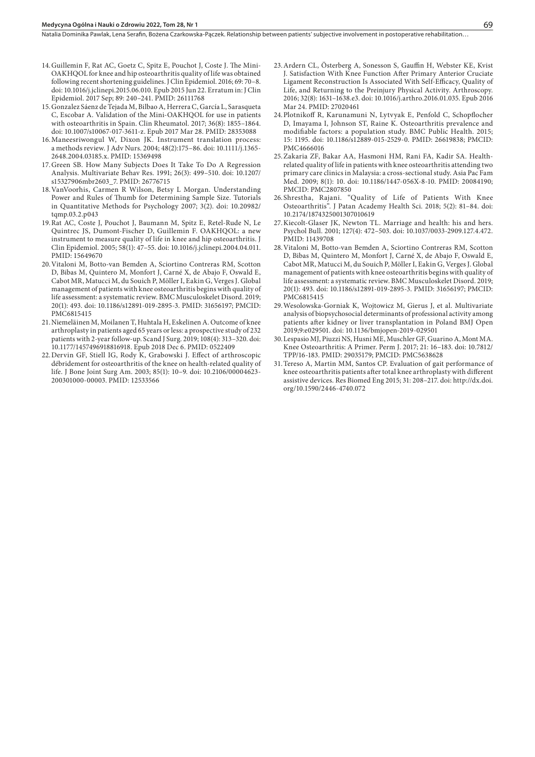14. Guillemin F, Rat AC, Goetz C, Spitz E, Pouchot J, Coste J. The Mini-OAKHQOL for knee and hip osteoarthritis quality of life was obtained following recent shortening guidelines. J Clin Epidemiol. 2016; 69: 70–8. doi: 10.1016/j.jclinepi.2015.06.010. Epub 2015 Jun 22. Erratum in: J Clin Epidemiol. 2017 Sep; 89: 240–241. PMID: 26111768
15. Gonzalez Sáenz de Tejada M, Bilbao A, Herrera C, García L, Sarasqueta C, Escobar A. Validation of the Mini-OAKHQOL for use in patients with osteoarthritis in Spain. Clin Rheumatol. 2017; 36(8): 1855–1864. doi: 10.1007/s10067-017-3611-z. Epub 2017 Mar 28. PMID: 28353088
16. Maneesriwongul W, Dixon JK. Instrument translation process: a methods review. J Adv Nurs. 2004; 48(2):175–86. doi: 10.1111/j.1365-2648.2004.03185.x. PMID: 15369498
17. Green SB. How Many Subjects Does It Take To Do A Regression Analysis. Multivariate Behav Res. 1991; 26(3): 499–510. doi: 10.1207/s15327906mbr2603_7. PMID: 26776715
18. VanVoorhis, Carmen R Wilson, Betsy L Morgan. Understanding Power and Rules of Thumb for Determining Sample Size. Tutorials in Quantitative Methods for Psychology 2007; 3(2). doi: 10.20982/tqmp.03.2.p043
19. Rat AC, Coste J, Pouchot J, Baumann M, Spitz E, Retel-Rude N, Le Quintrec JS, Dumont-Fischer D, Guillemin F. OAKHQOL: a new instrument to measure quality of life in knee and hip osteoarthritis. J Clin Epidemiol. 2005; 58(1): 47–55. doi: 10.1016/j.jclinepi.2004.04.011. PMID: 15649670
20. Vitaloni M, Botto-van Bemden A, Sciortino Contreras RM, Scotton D, Bibas M, Quintero M, Monfort J, Carné X, de Abajo F, Oswald E, Cabot MR, Matucci M, du Souich P, Möller I, Eakin G, Verges J. Global management of patients with knee osteoarthritis begins with quality of life assessment: a systematic review. BMC Musculoskelet Disord. 2019; 20(1): 493. doi: 10.1186/s12891-019-2895-3. PMID: 31656197; PMCID: PMC6815415
21. Niemeläinen M, Moilanen T, Huhtala H, Eskelinen A. Outcome of knee arthroplasty in patients aged 65 years or less: a prospective study of 232 patients with 2-year follow-up. Scand J Surg. 2019; 108(4): 313–320. doi: 10.1177/1457496918816918. Epub 2018 Dec 6. PMID: 0522409
22. Dervin GF, Stiell IG, Rody K, Grabowski J. Effect of arthroscopic débridement for osteoarthritis of the knee on health-related quality of life. J Bone Joint Surg Am. 2003; 85(1): 10–9. doi: 10.2106/00004623-200301000-00003. PMID: 12533566
23. Ardern CL, Österberg A, Sonesson S, Gauffin H, Webster KE, Kvist J. Satisfaction With Knee Function After Primary Anterior Cruciate Ligament Reconstruction Is Associated With Self-Efficacy, Quality of Life, and Returning to the Preinjury Physical Activity. Arthroscopy. 2016; 32(8): 1631–1638.e3. doi: 10.1016/j.arthro.2016.01.035. Epub 2016 Mar 24. PMID: 27020461
24. Plotnikoff R, Karunamuni N, Lytvyak E, Penfold C, Schopflocher D, Imayama I, Johnson ST, Raine K. Osteoarthritis prevalence and modifiable factors: a population study. BMC Public Health. 2015; 15: 1195. doi: 10.1186/s12889-015-2529-0. PMID: 26619838; PMCID: PMC4666016
25. Zakaria ZF, Bakar AA, Hasmoni HM, Rani FA, Kadir SA. Health-related quality of life in patients with knee osteoarthritis attending two primary care clinics in Malaysia: a cross-sectional study. Asia Pac Fam Med. 2009; 8(1): 10. doi: 10.1186/1447-056X-8-10. PMID: 20084190; PMCID: PMC2807850
26. Shrestha, Rajani. "Quality of Life of Patients With Knee Osteoarthritis". J Patan Academy Health Sci. 2018; 5(2): 81–84. doi: 10.2174/1874325001307010619
27. Kiecolt-Glaser JK, Newton TL. Marriage and health: his and hers. Psychol Bull. 2001; 127(4): 472–503. doi: 10.1037/0033-2909.127.4.472. PMID: 11439708
28. Vitaloni M, Botto-van Bemden A, Sciortino Contreras RM, Scotton D, Bibas M, Quintero M, Monfort J, Carné X, de Abajo F, Oswald E, Cabot MR, Matucci M, du Souich P, Möller I, Eakin G, Verges J. Global management of patients with knee osteoarthritis begins with quality of life assessment: a systematic review. BMC Musculoskelet Disord. 2019; 20(1): 493. doi: 10.1186/s12891-019-2895-3. PMID: 31656197; PMCID: PMC6815415
29. Wesolowska-Gorniak K, Wojtowicz M, Gierus J, et al. Multivariate analysis of biopsychosocial determinants of professional activity among patients after kidney or liver transplantation in Poland BMJ Open 2019;9:e029501. doi: 10.1136/bmjopen-2019-029501
30. Lespasio MJ, Piuzzi NS, Husni ME, Muschler GF, Guarino A, Mont MA. Knee Osteoarthritis: A Primer. Perm J. 2017; 21: 16–183. doi: 10.7812/TPP/16-183. PMID: 29035179; PMCID: PMC5638628
31. Tereso A, Martin MM, Santos CP. Evaluation of gait performance of knee osteoarthritis patients after total knee arthroplasty with different assistive devices. Res Biomed Eng 2015; 31: 208–217. doi: http://dx.doi.org/10.1590/2446-4740.072